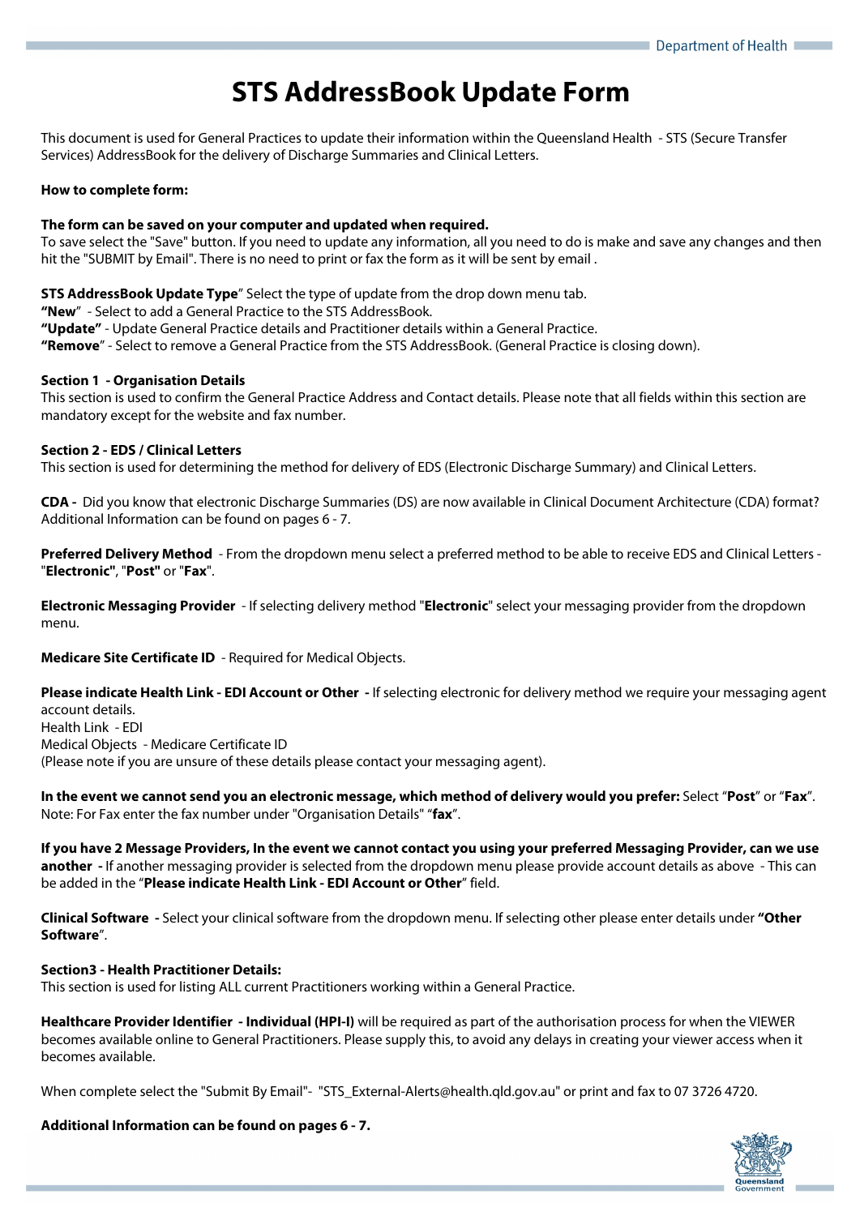# STS AddressBook Update Form

This document is used for General Practices to update their information within the Queensland Health - STS (Secure Transfer Services) AddressBook for the delivery of Discharge Summaries and Clinical Letters.

**How to complete form:**

**The form can be saved on your computer and updated when required.**
To save select the "Save" button. If you need to update any information, all you need to do is make and save any changes and then hit the "SUBMIT by Email". There is no need to print or fax the form as it will be sent by email .

**STS AddressBook Update Type**" Select the type of update from the drop down menu tab.
**"New**" - Select to add a General Practice to the STS AddressBook.
**"Update"** - Update General Practice details and Practitioner details within a General Practice.
**"Remove**" - Select to remove a General Practice from the STS AddressBook. (General Practice is closing down).

**Section 1 - Organisation Details**
This section is used to confirm the General Practice Address and Contact details. Please note that all fields within this section are mandatory except for the website and fax number.

**Section 2 - EDS / Clinical Letters**
This section is used for determining the method for delivery of EDS (Electronic Discharge Summary) and Clinical Letters.

**CDA -** Did you know that electronic Discharge Summaries (DS) are now available in Clinical Document Architecture (CDA) format? Additional Information can be found on pages 6 - 7.

**Preferred Delivery Method** - From the dropdown menu select a preferred method to be able to receive EDS and Clinical Letters - "**Electronic"**, "**Post"** or "**Fax**".

**Electronic Messaging Provider** - If selecting delivery method "**Electronic**" select your messaging provider from the dropdown menu.

**Medicare Site Certificate ID** - Required for Medical Objects.

**Please indicate Health Link - EDI Account or Other -** If selecting electronic for delivery method we require your messaging agent account details.
Health Link - EDI
Medical Objects - Medicare Certificate ID
(Please note if you are unsure of these details please contact your messaging agent).

**In the event we cannot send you an electronic message, which method of delivery would you prefer:** Select "**Post**" or "**Fax**".
Note: For Fax enter the fax number under "Organisation Details" "**fax**".

**If you have 2 Message Providers, In the event we cannot contact you using your preferred Messaging Provider, can we use another -** If another messaging provider is selected from the dropdown menu please provide account details as above - This can be added in the "**Please indicate Health Link - EDI Account or Other**" field.

**Clinical Software -** Select your clinical software from the dropdown menu. If selecting other please enter details under **"Other Software**".

**Section3 - Health Practitioner Details:**
This section is used for listing ALL current Practitioners working within a General Practice.

**Healthcare Provider Identifier - Individual (HPI-I)** will be required as part of the authorisation process for when the VIEWER becomes available online to General Practitioners. Please supply this, to avoid any delays in creating your viewer access when it becomes available.

When complete select the "Submit By Email"- "STS_External-Alerts@health.qld.gov.au" or print and fax to 07 3726 4720.

**Additional Information can be found on pages 6 - 7.**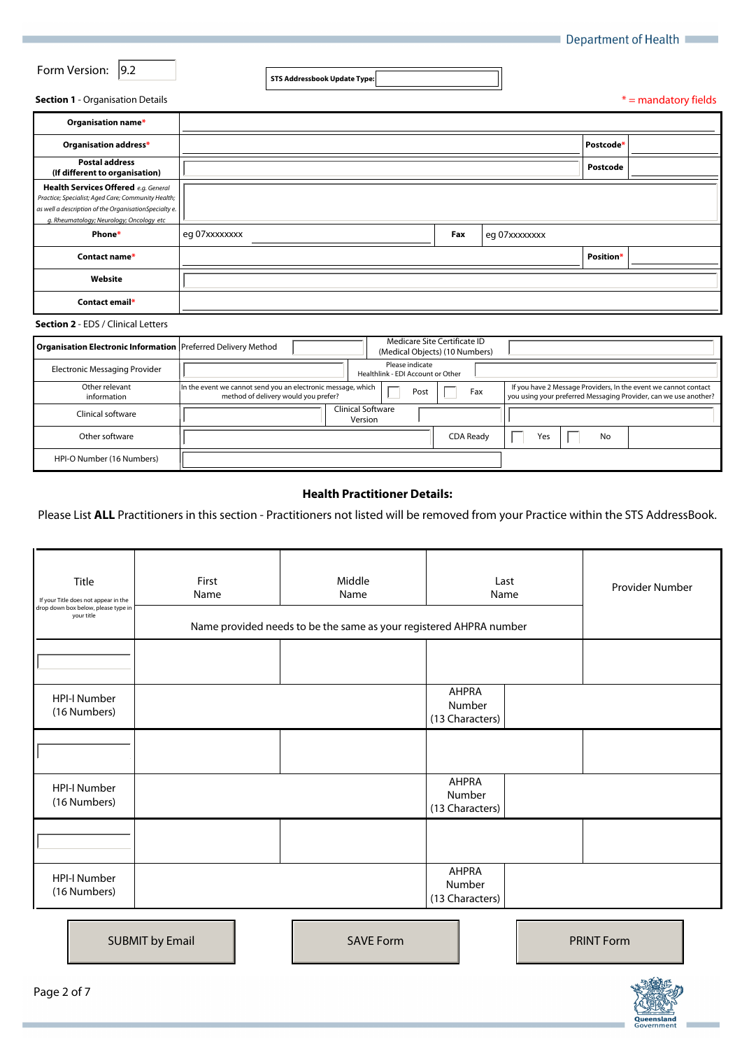Department of Health

Form Version: 9.2

**STS Addressbook Update Type:**

**Section 1** - Organisation Details

\* = mandatory fields

| | | | |
|---|---|---|---|
| **Organisation name\*** | | | |
| **Organisation address\*** | | **Postcode\*** | |
| **Postal address (If different to organisation)** | | **Postcode** | |
| **Health Services Offered** *e.g. General Practice; Specialist; Aged Care; Community Health; as well a description of the OrganisationSpecialty e.g. Rheumatology; Neurology; Oncology etc* | | | |
| **Phone\*** | eg 07xxxxxxxx | **Fax** | eg 07xxxxxxxx |
| **Contact name\*** | | **Position\*** | |
| **Website** | | | |
| **Contact email\*** | | | |

**Section 2** - EDS / Clinical Letters

| | | | | |
|---|---|---|---|---|
| **Organisation Electronic Information** | Preferred Delivery Method | | Medicare Site Certificate ID (Medical Objects) (10 Numbers) | |
| Electronic Messaging Provider | | | Please indicate Healthlink - EDI Account or Other | |
| Other relevant information | In the event we cannot send you an electronic message, which method of delivery would you prefer? | ☐ Post ☐ Fax | If you have 2 Message Providers, In the event we cannot contact you using your preferred Messaging Provider, can we use another? | |
| Clinical software | | Clinical Software Version | | |
| Other software | | CDA Ready | ☐ Yes | ☐ No |
| HPI-O Number (16 Numbers) | | | | |

**Health Practitioner Details:**

Please List **ALL** Practitioners in this section - Practitioners not listed will be removed from your Practice within the STS AddressBook.

| Title<br>If your Title does not appear in the drop down box below, please type in your title | First Name | Middle Name | Last Name | | Provider Number |
|---|---|---|---|---|---|
| | Name provided needs to be the same as your registered AHPRA number | | | | |
| | | | | | |
| HPI-I Number (16 Numbers) | | | AHPRA Number (13 Characters) | | |
| | | | | | |
| HPI-I Number (16 Numbers) | | | AHPRA Number (13 Characters) | | |
| | | | | | |
| HPI-I Number (16 Numbers) | | | AHPRA Number (13 Characters) | | |

SUBMIT by Email | SAVE Form | PRINT Form

Queensland Government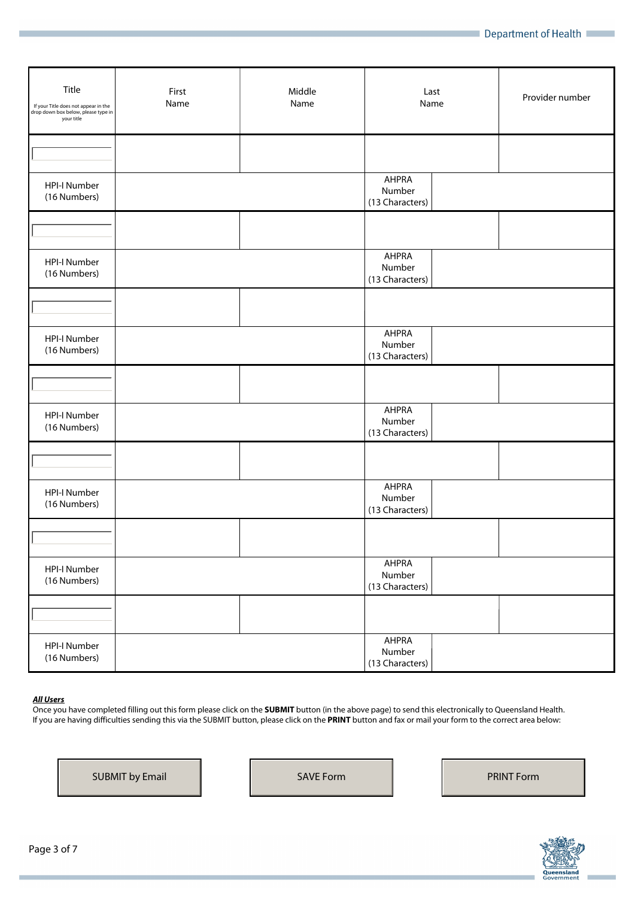| Title<br>If your Title does not appear in the drop down box below, please type in your title | First Name | Middle Name | Last Name | | Provider number |
|---|---|---|---|---|---|
| | | | | | |
| HPI-I Number (16 Numbers) | | | AHPRA Number (13 Characters) | | |
| | | | | | |
| HPI-I Number (16 Numbers) | | | AHPRA Number (13 Characters) | | |
| | | | | | |
| HPI-I Number (16 Numbers) | | | AHPRA Number (13 Characters) | | |
| | | | | | |
| HPI-I Number (16 Numbers) | | | AHPRA Number (13 Characters) | | |
| | | | | | |
| HPI-I Number (16 Numbers) | | | AHPRA Number (13 Characters) | | |
| | | | | | |
| HPI-I Number (16 Numbers) | | | AHPRA Number (13 Characters) | | |
| | | | | | |
| HPI-I Number (16 Numbers) | | | AHPRA Number (13 Characters) | | |

***All Users***

Once you have completed filling out this form please click on the **SUBMIT** button (in the above page) to send this electronically to Queensland Health.
If you are having difficulties sending this via the SUBMIT button, please click on the **PRINT** button and fax or mail your form to the correct area below:

SUBMIT by Email | SAVE Form | PRINT Form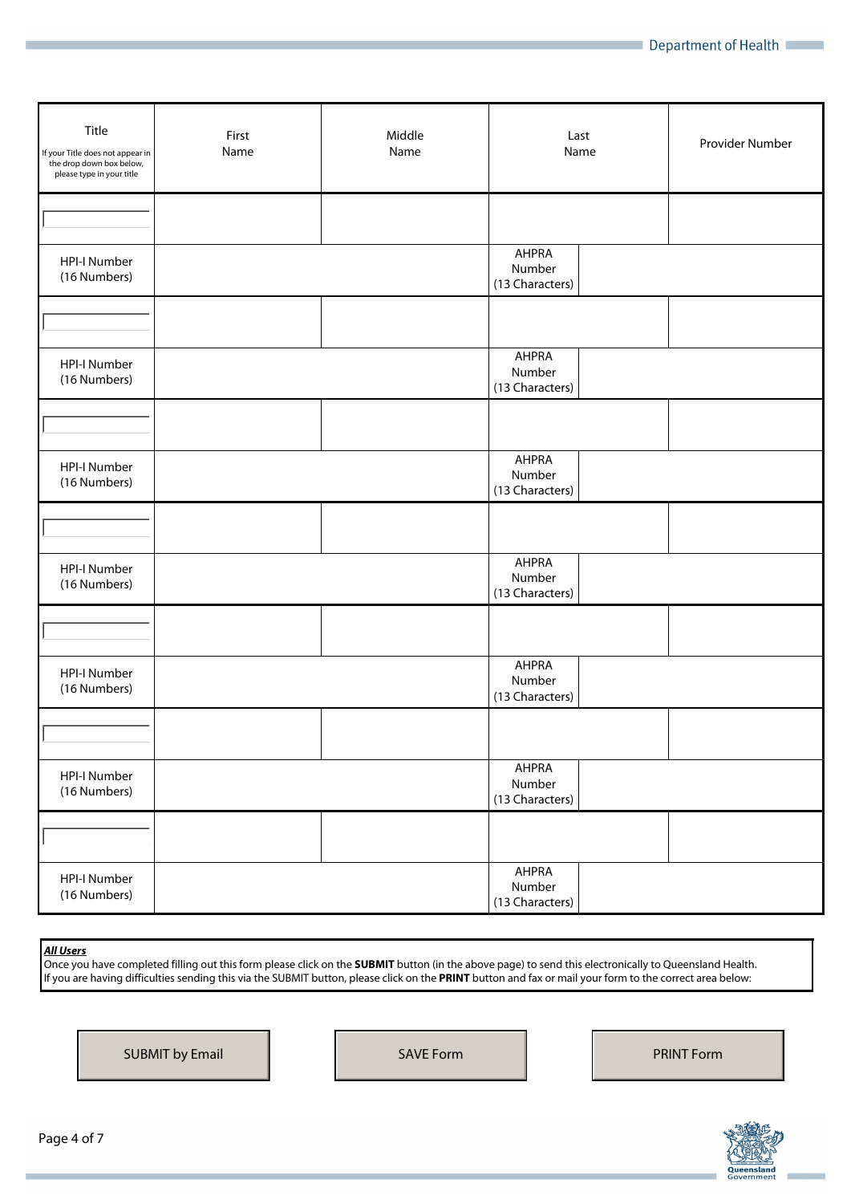| Title<br>If your Title does not appear in the drop down box below, please type in your title | First Name | Middle Name | Last Name | | Provider Number |
|---|---|---|---|---|---|
| | | | | | |
| HPI-I Number (16 Numbers) | | | AHPRA Number (13 Characters) | | |
| | | | | | |
| HPI-I Number (16 Numbers) | | | AHPRA Number (13 Characters) | | |
| | | | | | |
| HPI-I Number (16 Numbers) | | | AHPRA Number (13 Characters) | | |
| | | | | | |
| HPI-I Number (16 Numbers) | | | AHPRA Number (13 Characters) | | |
| | | | | | |
| HPI-I Number (16 Numbers) | | | AHPRA Number (13 Characters) | | |
| | | | | | |
| HPI-I Number (16 Numbers) | | | AHPRA Number (13 Characters) | | |
| | | | | | |
| HPI-I Number (16 Numbers) | | | AHPRA Number (13 Characters) | | |

***All Users***
Once you have completed filling out this form please click on the **SUBMIT** button (in the above page) to send this electronically to Queensland Health.
If you are having difficulties sending this via the SUBMIT button, please click on the **PRINT** button and fax or mail your form to the correct area below:

SUBMIT by Email | SAVE Form | PRINT Form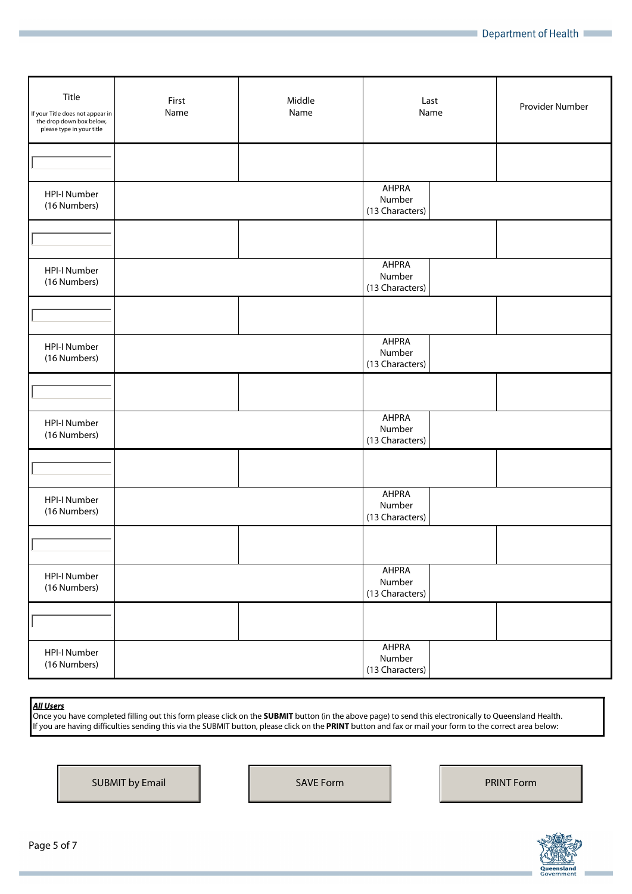| Title<br>If your Title does not appear in the drop down box below, please type in your title | First Name | Middle Name | Last Name | | Provider Number |
|---|---|---|---|---|---|
| | | | | | |
| HPI-I Number (16 Numbers) | | | AHPRA Number (13 Characters) | | |
| | | | | | |
| HPI-I Number (16 Numbers) | | | AHPRA Number (13 Characters) | | |
| | | | | | |
| HPI-I Number (16 Numbers) | | | AHPRA Number (13 Characters) | | |
| | | | | | |
| HPI-I Number (16 Numbers) | | | AHPRA Number (13 Characters) | | |
| | | | | | |
| HPI-I Number (16 Numbers) | | | AHPRA Number (13 Characters) | | |
| | | | | | |
| HPI-I Number (16 Numbers) | | | AHPRA Number (13 Characters) | | |
| | | | | | |
| HPI-I Number (16 Numbers) | | | AHPRA Number (13 Characters) | | |

***All Users***
Once you have completed filling out this form please click on the **SUBMIT** button (in the above page) to send this electronically to Queensland Health.
If you are having difficulties sending this via the SUBMIT button, please click on the **PRINT** button and fax or mail your form to the correct area below:

SUBMIT by Email | SAVE Form | PRINT Form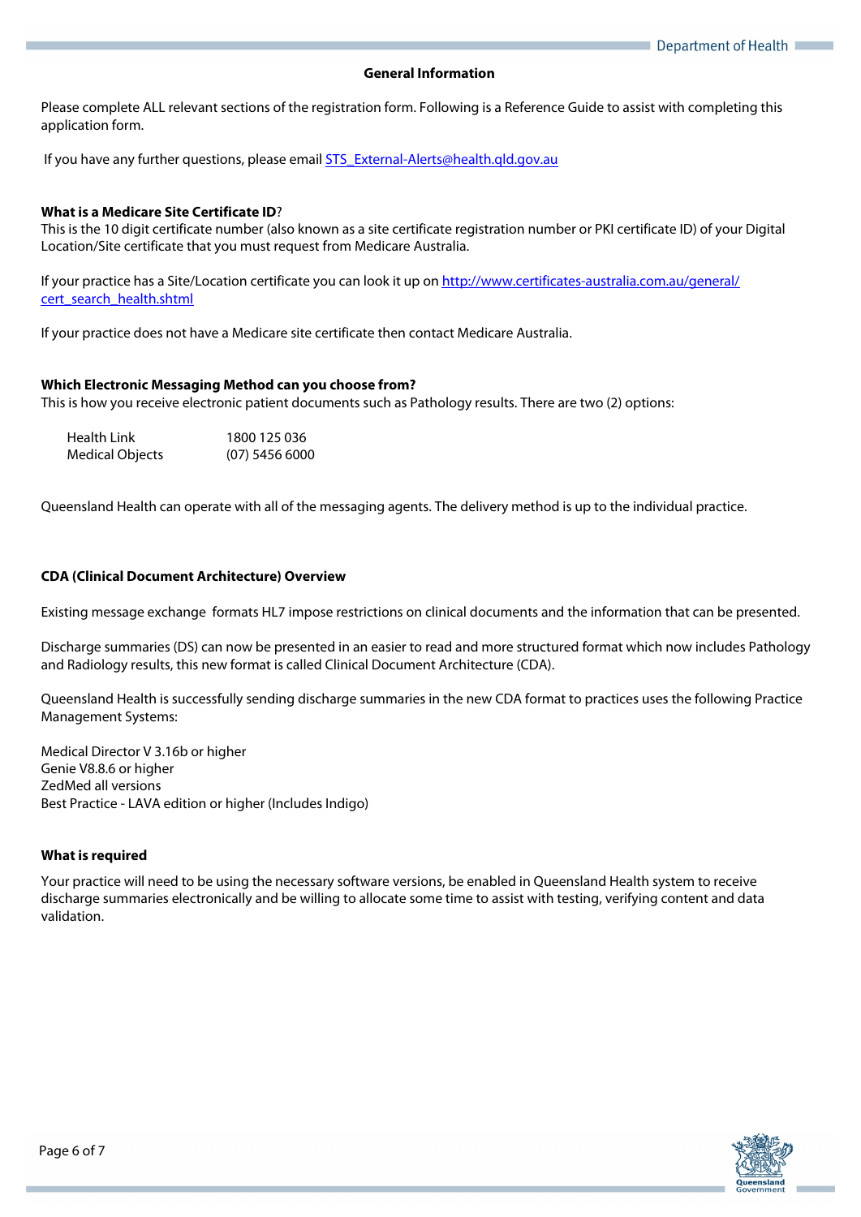## General Information

Please complete ALL relevant sections of the registration form. Following is a Reference Guide to assist with completing this application form.

If you have any further questions, please email [STS_External-Alerts@health.qld.gov.au](mailto:STS_External-Alerts@health.qld.gov.au)

### What is a Medicare Site Certificate ID?

This is the 10 digit certificate number (also known as a site certificate registration number or PKI certificate ID) of your Digital Location/Site certificate that you must request from Medicare Australia.

If your practice has a Site/Location certificate you can look it up on [http://www.certificates-australia.com.au/general/cert_search_health.shtml](http://www.certificates-australia.com.au/general/cert_search_health.shtml)

If your practice does not have a Medicare site certificate then contact Medicare Australia.

### Which Electronic Messaging Method can you choose from?

This is how you receive electronic patient documents such as Pathology results. There are two (2) options:

| | |
|---|---|
| Health Link | 1800 125 036 |
| Medical Objects | (07) 5456 6000 |

Queensland Health can operate with all of the messaging agents. The delivery method is up to the individual practice.

### CDA (Clinical Document Architecture) Overview

Existing message exchange formats HL7 impose restrictions on clinical documents and the information that can be presented.

Discharge summaries (DS) can now be presented in an easier to read and more structured format which now includes Pathology and Radiology results, this new format is called Clinical Document Architecture (CDA).

Queensland Health is successfully sending discharge summaries in the new CDA format to practices uses the following Practice Management Systems:

Medical Director V 3.16b or higher
Genie V8.8.6 or higher
ZedMed all versions
Best Practice - LAVA edition or higher (Includes Indigo)

### What is required

Your practice will need to be using the necessary software versions, be enabled in Queensland Health system to receive discharge summaries electronically and be willing to allocate some time to assist with testing, verifying content and data validation.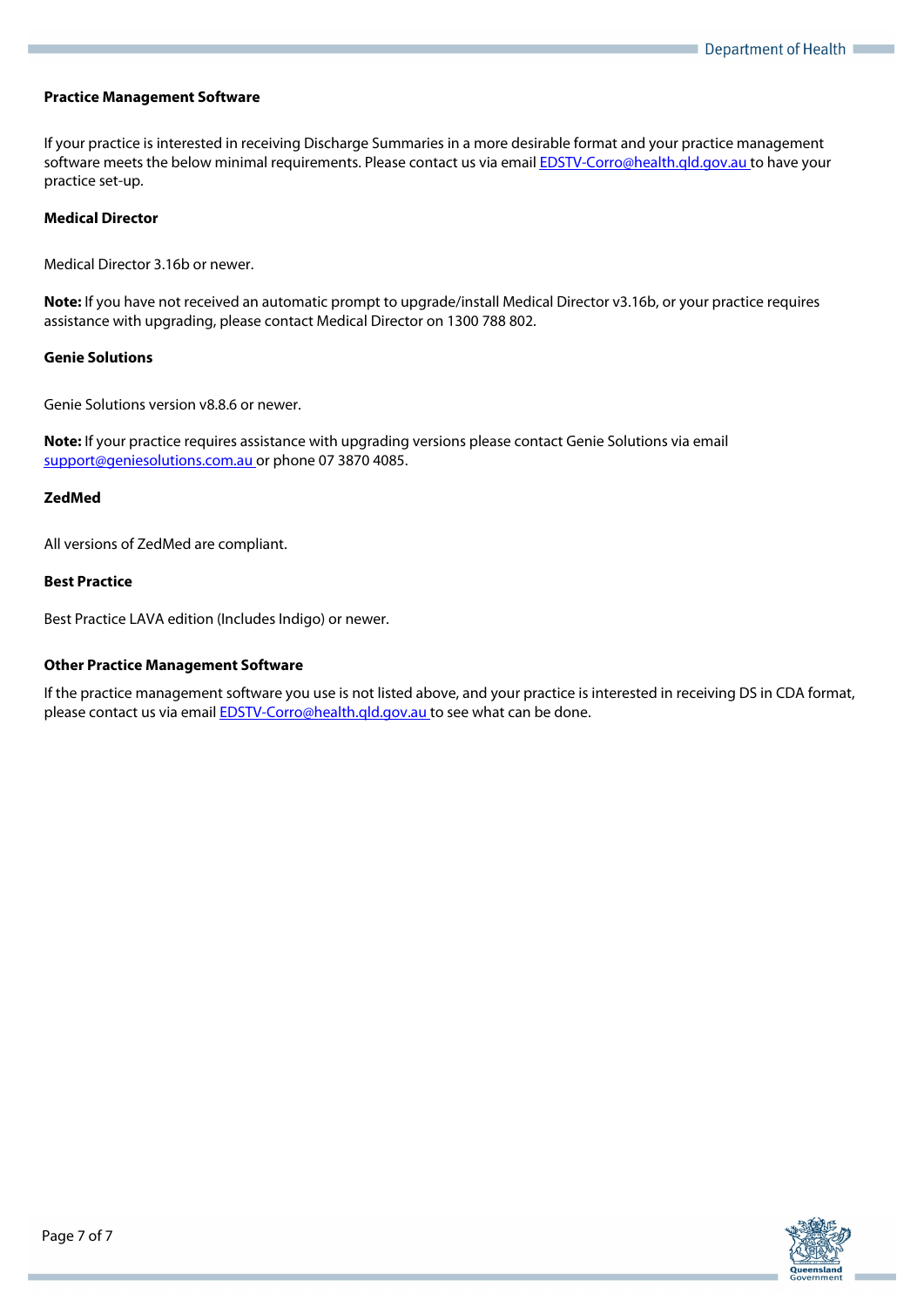### Practice Management Software

If your practice is interested in receiving Discharge Summaries in a more desirable format and your practice management software meets the below minimal requirements. Please contact us via email [EDSTV-Corro@health.qld.gov.au](mailto:EDSTV-Corro@health.qld.gov.au) to have your practice set-up.

### Medical Director

Medical Director 3.16b or newer.

**Note:** If you have not received an automatic prompt to upgrade/install Medical Director v3.16b, or your practice requires assistance with upgrading, please contact Medical Director on 1300 788 802.

### Genie Solutions

Genie Solutions version v8.8.6 or newer.

**Note:** If your practice requires assistance with upgrading versions please contact Genie Solutions via email [support@geniesolutions.com.au](mailto:support@geniesolutions.com.au) or phone 07 3870 4085.

### ZedMed

All versions of ZedMed are compliant.

### Best Practice

Best Practice LAVA edition (Includes Indigo) or newer.

### Other Practice Management Software

If the practice management software you use is not listed above, and your practice is interested in receiving DS in CDA format, please contact us via email [EDSTV-Corro@health.qld.gov.au](mailto:EDSTV-Corro@health.qld.gov.au) to see what can be done.